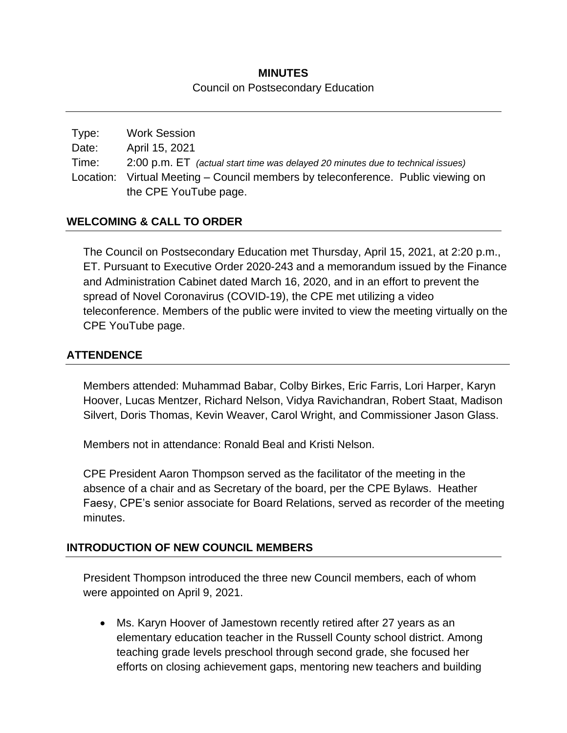# MINUTES

Council on Postsecondary Education

| | |
|---|---|
| Type: | Work Session |
| Date: | April 15, 2021 |
| Time: | 2:00 p.m. ET *(actual start time was delayed 20 minutes due to technical issues)* |
| Location: | Virtual Meeting – Council members by teleconference. Public viewing on the CPE YouTube page. |

## WELCOMING & CALL TO ORDER

The Council on Postsecondary Education met Thursday, April 15, 2021, at 2:20 p.m., ET. Pursuant to Executive Order 2020-243 and a memorandum issued by the Finance and Administration Cabinet dated March 16, 2020, and in an effort to prevent the spread of Novel Coronavirus (COVID-19), the CPE met utilizing a video teleconference. Members of the public were invited to view the meeting virtually on the CPE YouTube page.

## ATTENDENCE

Members attended: Muhammad Babar, Colby Birkes, Eric Farris, Lori Harper, Karyn Hoover, Lucas Mentzer, Richard Nelson, Vidya Ravichandran, Robert Staat, Madison Silvert, Doris Thomas, Kevin Weaver, Carol Wright, and Commissioner Jason Glass.

Members not in attendance: Ronald Beal and Kristi Nelson.

CPE President Aaron Thompson served as the facilitator of the meeting in the absence of a chair and as Secretary of the board, per the CPE Bylaws. Heather Faesy, CPE's senior associate for Board Relations, served as recorder of the meeting minutes.

## INTRODUCTION OF NEW COUNCIL MEMBERS

President Thompson introduced the three new Council members, each of whom were appointed on April 9, 2021.

- Ms. Karyn Hoover of Jamestown recently retired after 27 years as an elementary education teacher in the Russell County school district. Among teaching grade levels preschool through second grade, she focused her efforts on closing achievement gaps, mentoring new teachers and building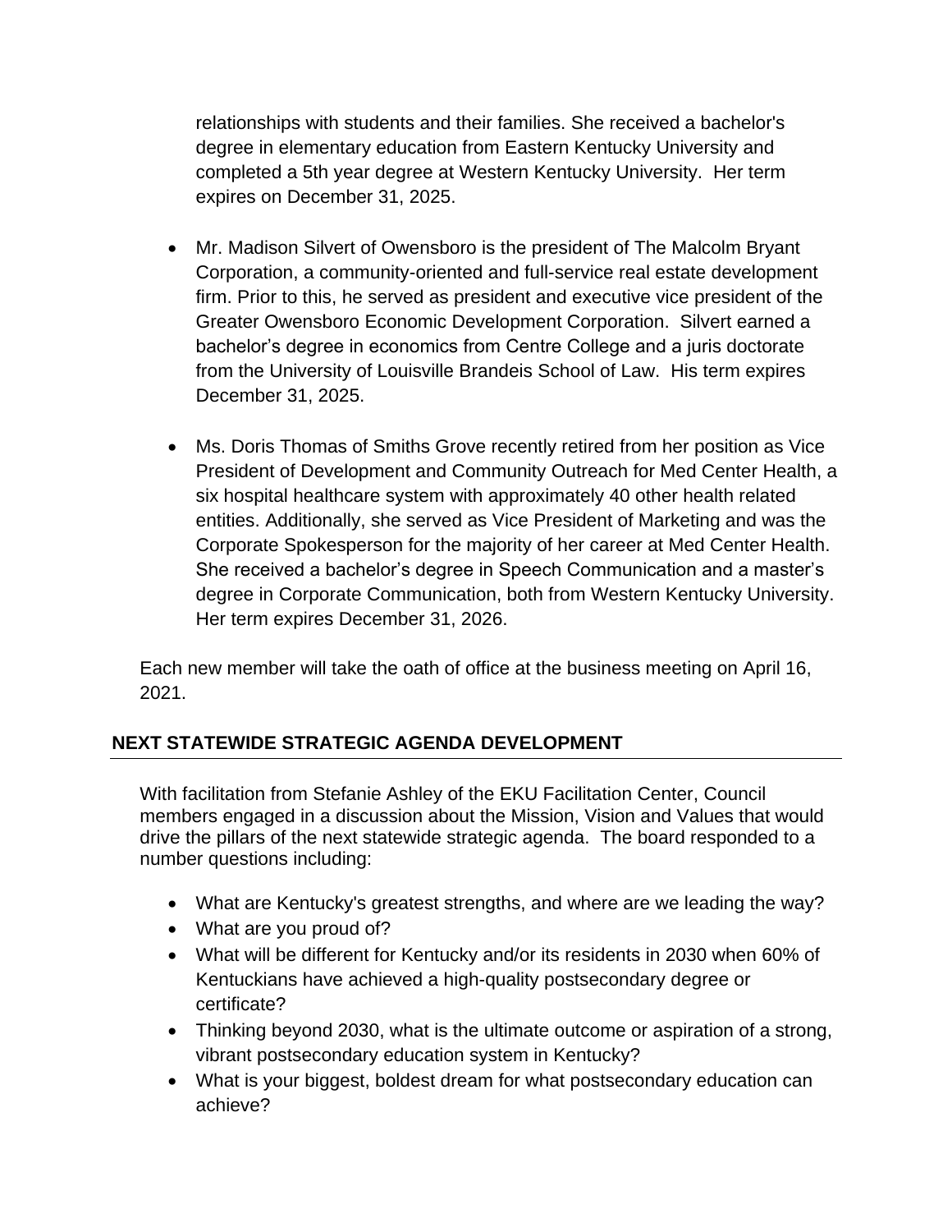relationships with students and their families. She received a bachelor's degree in elementary education from Eastern Kentucky University and completed a 5th year degree at Western Kentucky University. Her term expires on December 31, 2025.

- Mr. Madison Silvert of Owensboro is the president of The Malcolm Bryant Corporation, a community-oriented and full-service real estate development firm. Prior to this, he served as president and executive vice president of the Greater Owensboro Economic Development Corporation. Silvert earned a bachelor's degree in economics from Centre College and a juris doctorate from the University of Louisville Brandeis School of Law. His term expires December 31, 2025.

- Ms. Doris Thomas of Smiths Grove recently retired from her position as Vice President of Development and Community Outreach for Med Center Health, a six hospital healthcare system with approximately 40 other health related entities. Additionally, she served as Vice President of Marketing and was the Corporate Spokesperson for the majority of her career at Med Center Health. She received a bachelor's degree in Speech Communication and a master's degree in Corporate Communication, both from Western Kentucky University. Her term expires December 31, 2026.

Each new member will take the oath of office at the business meeting on April 16, 2021.

## NEXT STATEWIDE STRATEGIC AGENDA DEVELOPMENT

With facilitation from Stefanie Ashley of the EKU Facilitation Center, Council members engaged in a discussion about the Mission, Vision and Values that would drive the pillars of the next statewide strategic agenda. The board responded to a number questions including:

- What are Kentucky's greatest strengths, and where are we leading the way?
- What are you proud of?
- What will be different for Kentucky and/or its residents in 2030 when 60% of Kentuckians have achieved a high-quality postsecondary degree or certificate?
- Thinking beyond 2030, what is the ultimate outcome or aspiration of a strong, vibrant postsecondary education system in Kentucky?
- What is your biggest, boldest dream for what postsecondary education can achieve?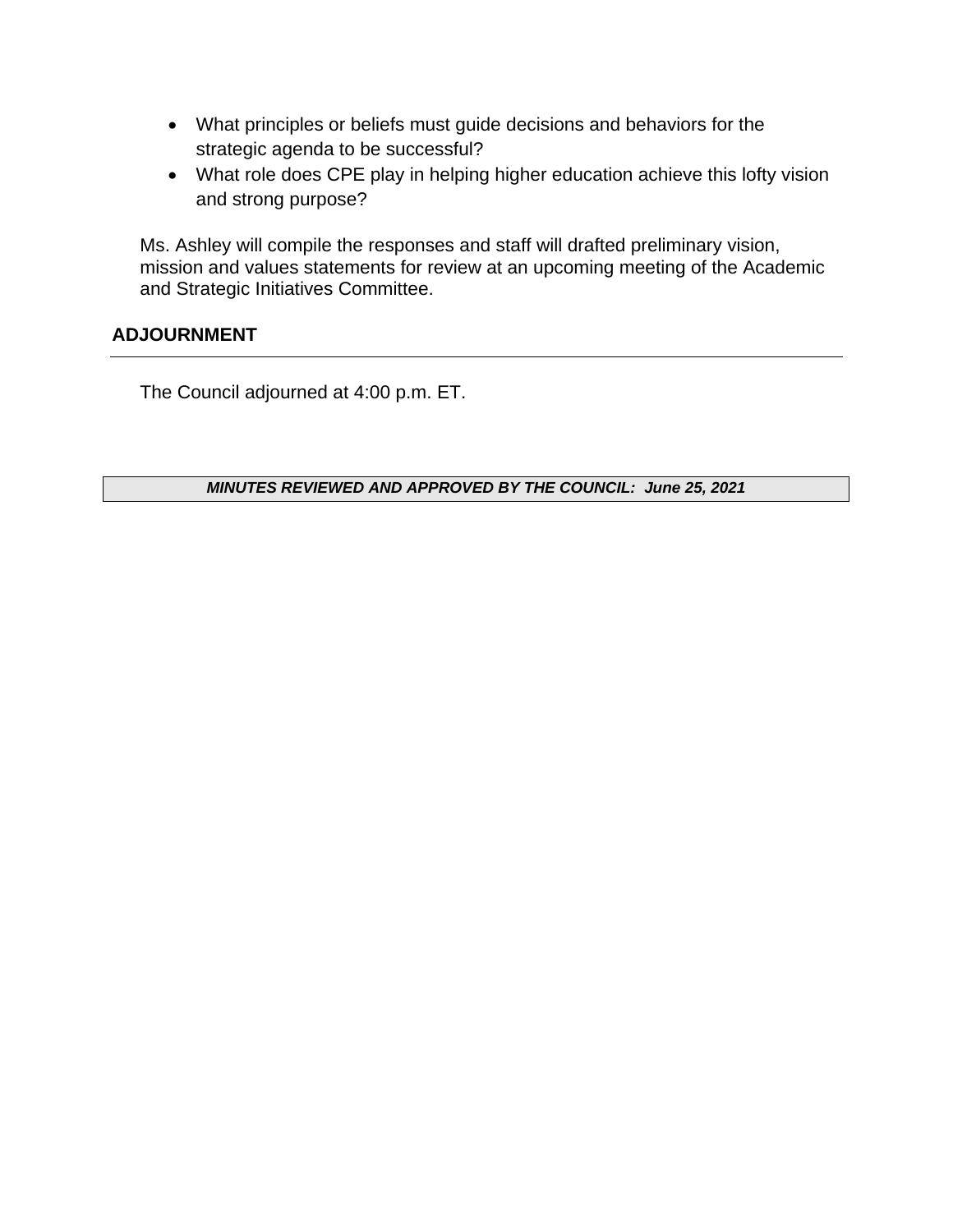- What principles or beliefs must guide decisions and behaviors for the strategic agenda to be successful?
- What role does CPE play in helping higher education achieve this lofty vision and strong purpose?

Ms. Ashley will compile the responses and staff will drafted preliminary vision, mission and values statements for review at an upcoming meeting of the Academic and Strategic Initiatives Committee.

## ADJOURNMENT

The Council adjourned at 4:00 p.m. ET.

***MINUTES REVIEWED AND APPROVED BY THE COUNCIL: June 25, 2021***